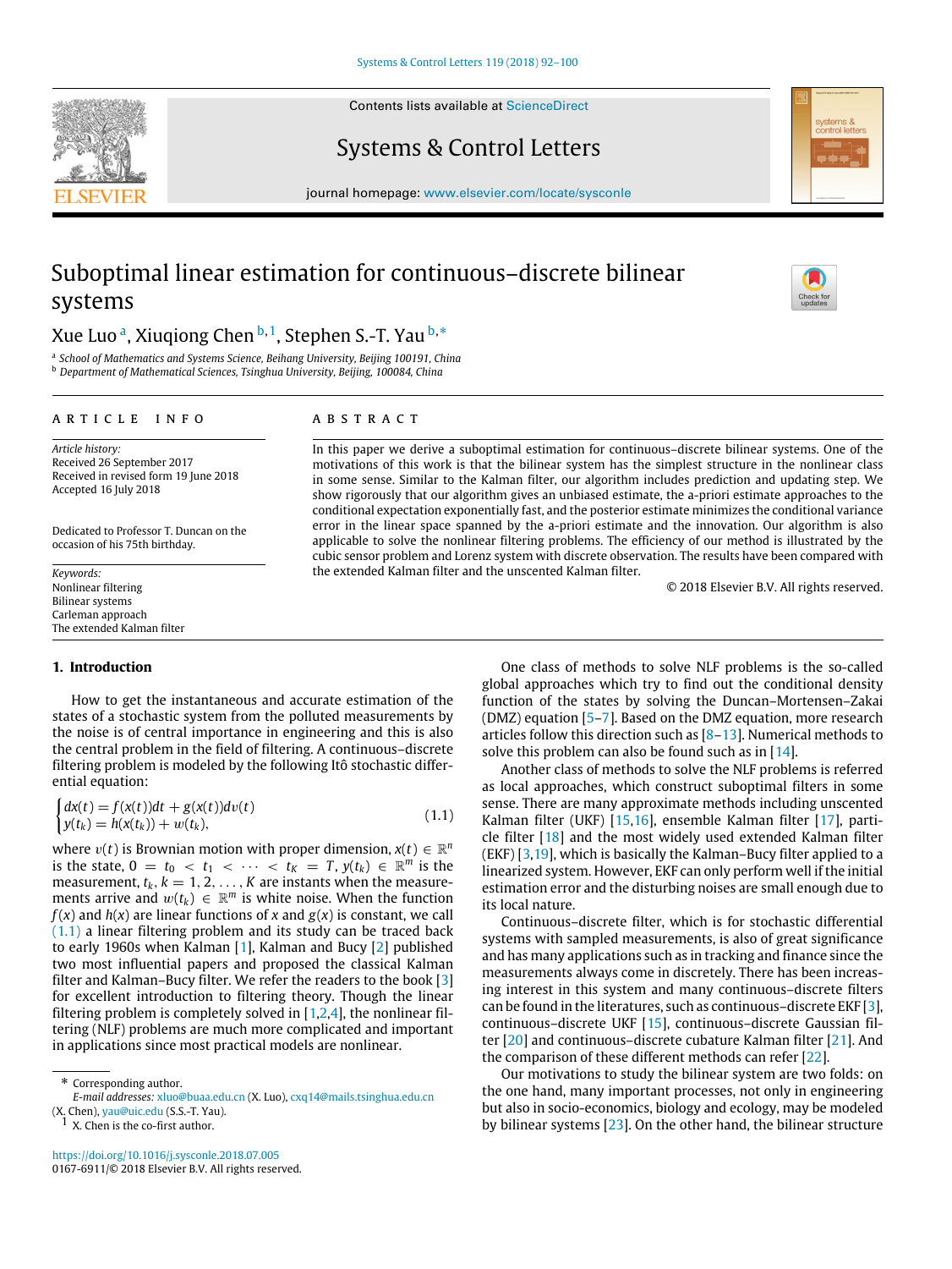# Suboptimal linear estimation for continuous–discrete bilinear systems

Xue Luo [a], Xiuqiong Chen [b,1], Stephen S.-T. Yau [b,*]

[a] School of Mathematics and Systems Science, Beihang University, Beijing 100191, China
[b] Department of Mathematical Sciences, Tsinghua University, Beijing, 100084, China

**ARTICLE INFO**

*Article history:*
Received 26 September 2017
Received in revised form 19 June 2018
Accepted 16 July 2018

Dedicated to Professor T. Duncan on the occasion of his 75th birthday.

*Keywords:*
Nonlinear filtering
Bilinear systems
Carleman approach
The extended Kalman filter

**ABSTRACT**

In this paper we derive a suboptimal estimation for continuous–discrete bilinear systems. One of the motivations of this work is that the bilinear system has the simplest structure in the nonlinear class in some sense. Similar to the Kalman filter, our algorithm includes prediction and updating step. We show rigorously that our algorithm gives an unbiased estimate, the a-priori estimate approaches to the conditional expectation exponentially fast, and the posterior estimate minimizes the conditional variance error in the linear space spanned by the a-priori estimate and the innovation. Our algorithm is also applicable to solve the nonlinear filtering problems. The efficiency of our method is illustrated by the cubic sensor problem and Lorenz system with discrete observation. The results have been compared with the extended Kalman filter and the unscented Kalman filter.

© 2018 Elsevier B.V. All rights reserved.

## 1. Introduction

How to get the instantaneous and accurate estimation of the states of a stochastic system from the polluted measurements by the noise is of central importance in engineering and this is also the central problem in the field of filtering. A continuous–discrete filtering problem is modeled by the following Itô stochastic differential equation:

$$\begin{cases} dx(t) = f(x(t))dt + g(x(t))dv(t) \\ y(t_k) = h(x(t_k)) + w(t_k), \end{cases} \tag{1.1}$$

where $v(t)$ is Brownian motion with proper dimension, $x(t) \in \mathbb{R}^n$ is the state, $0 = t_0 < t_1 < \cdots < t_K = T$, $y(t_k) \in \mathbb{R}^m$ is the measurement, $t_k$, $k = 1, 2, \ldots, K$ are instants when the measurements arrive and $w(t_k) \in \mathbb{R}^m$ is white noise. When the function $f(x)$ and $h(x)$ are linear functions of $x$ and $g(x)$ is constant, we call (1.1) a linear filtering problem and its study can be traced back to early 1960s when Kalman [1], Kalman and Bucy [2] published two most influential papers and proposed the classical Kalman filter and Kalman–Bucy filter. We refer the readers to the book [3] for excellent introduction to filtering theory. Though the linear filtering problem is completely solved in [1,2,4], the nonlinear filtering (NLF) problems are much more complicated and important in applications since most practical models are nonlinear.

One class of methods to solve NLF problems is the so-called global approaches which try to find out the conditional density function of the states by solving the Duncan–Mortensen–Zakai (DMZ) equation [5–7]. Based on the DMZ equation, more research articles follow this direction such as [8–13]. Numerical methods to solve this problem can also be found such as in [14].

Another class of methods to solve the NLF problems is referred as local approaches, which construct suboptimal filters in some sense. There are many approximate methods including unscented Kalman filter (UKF) [15,16], ensemble Kalman filter [17], particle filter [18] and the most widely used extended Kalman filter (EKF) [3,19], which is basically the Kalman–Bucy filter applied to a linearized system. However, EKF can only perform well if the initial estimation error and the disturbing noises are small enough due to its local nature.

Continuous–discrete filter, which is for stochastic differential systems with sampled measurements, is also of great significance and has many applications such as in tracking and finance since the measurements always come in discretely. There has been increasing interest in this system and many continuous–discrete filters can be found in the literatures, such as continuous–discrete EKF [3], continuous–discrete UKF [15], continuous–discrete Gaussian filter [20] and continuous–discrete cubature Kalman filter [21]. And the comparison of these different methods can refer [22].

Our motivations to study the bilinear system are two folds: on the one hand, many important processes, not only in engineering but also in socio-economics, biology and ecology, may be modeled by bilinear systems [23]. On the other hand, the bilinear structure

---

* Corresponding author.
*E-mail addresses:* xluo@buaa.edu.cn (X. Luo), cxq14@mails.tsinghua.edu.cn (X. Chen), yau@uic.edu (S.S.-T. Yau).
1 X. Chen is the co-first author.

https://doi.org/10.1016/j.sysconle.2018.07.005
0167-6911/© 2018 Elsevier B.V. All rights reserved.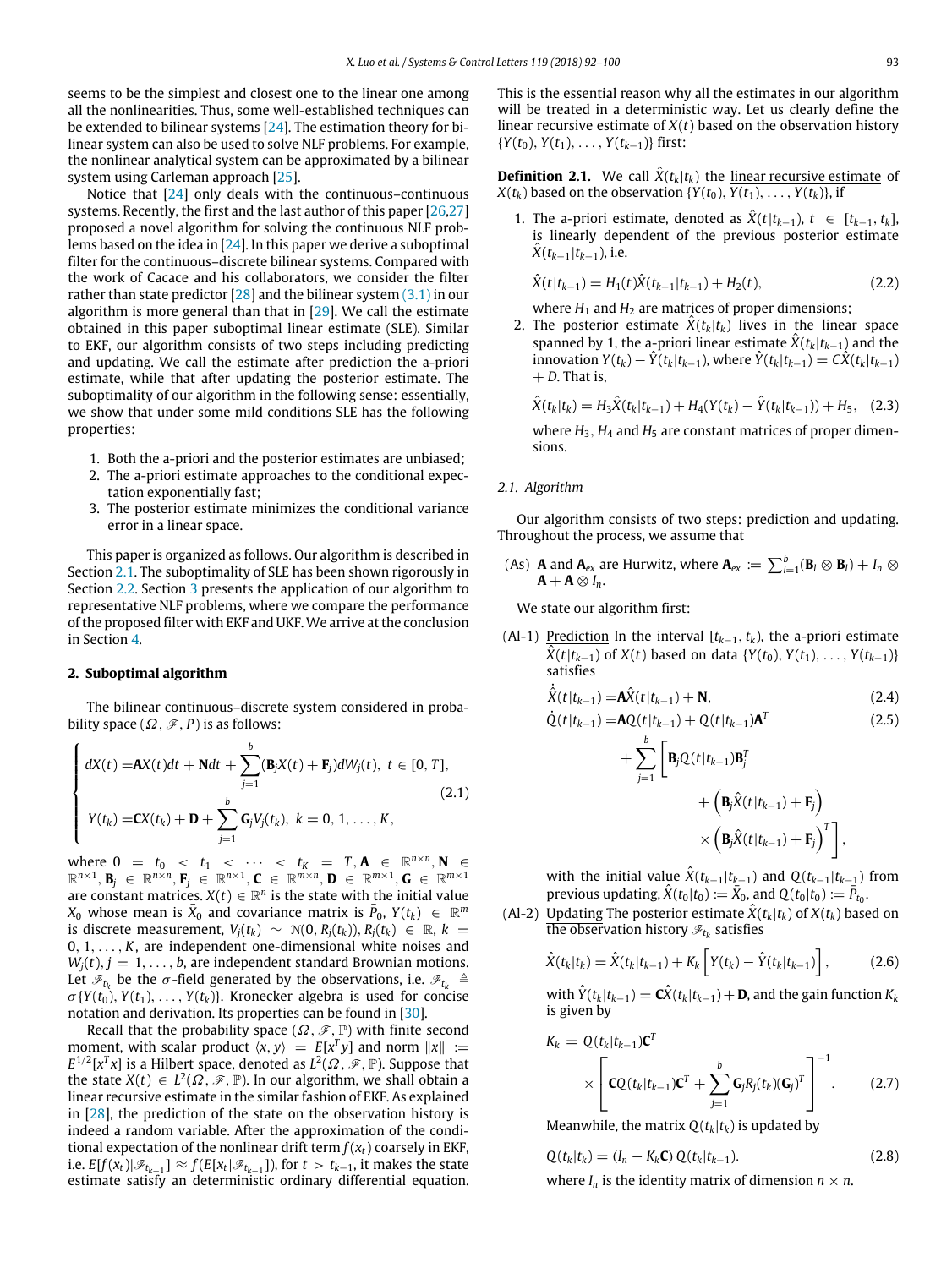seems to be the simplest and closest one to the linear one among all the nonlinearities. Thus, some well-established techniques can be extended to bilinear systems [24]. The estimation theory for bilinear system can also be used to solve NLF problems. For example, the nonlinear analytical system can be approximated by a bilinear system using Carleman approach [25].

Notice that [24] only deals with the continuous–continuous systems. Recently, the first and the last author of this paper [26,27] proposed a novel algorithm for solving the continuous NLF problems based on the idea in [24]. In this paper we derive a suboptimal filter for the continuous–discrete bilinear systems. Compared with the work of Cacace and his collaborators, we consider the filter rather than state predictor [28] and the bilinear system (3.1) in our algorithm is more general than that in [29]. We call the estimate obtained in this paper suboptimal linear estimate (SLE). Similar to EKF, our algorithm consists of two steps including predicting and updating. We call the estimate after prediction the a-priori estimate, while that after updating the posterior estimate. The suboptimality of our algorithm in the following sense: essentially, we show that under some mild conditions SLE has the following properties:

1. Both the a-priori and the posterior estimates are unbiased;
2. The a-priori estimate approaches to the conditional expectation exponentially fast;
3. The posterior estimate minimizes the conditional variance error in a linear space.

This paper is organized as follows. Our algorithm is described in Section 2.1. The suboptimality of SLE has been shown rigorously in Section 2.2. Section 3 presents the application of our algorithm to representative NLF problems, where we compare the performance of the proposed filter with EKF and UKF. We arrive at the conclusion in Section 4.

## 2. Suboptimal algorithm

The bilinear continuous–discrete system considered in probability space $(\Omega, \mathscr{F}, P)$ is as follows:

$$\begin{cases} dX(t) = \mathbf{A}X(t)dt + \mathbf{N}dt + \sum_{j=1}^{b}(\mathbf{B}_j X(t) + \mathbf{F}_j)dW_j(t), \ t \in [0, T], \\ Y(t_k) = \mathbf{C}X(t_k) + \mathbf{D} + \sum_{j=1}^{b} \mathbf{G}_j V_j(t_k), \ k = 0, 1, \ldots, K, \end{cases} \tag{2.1}$$

where $0 = t_0 < t_1 < \cdots < t_K = T, \mathbf{A} \in \mathbb{R}^{n\times n}, \mathbf{N} \in \mathbb{R}^{n\times 1}, \mathbf{B}_j \in \mathbb{R}^{n\times n}, \mathbf{F}_j \in \mathbb{R}^{n\times 1}, \mathbf{C} \in \mathbb{R}^{m\times n}, \mathbf{D} \in \mathbb{R}^{m\times 1}, \mathbf{G} \in \mathbb{R}^{m\times 1}$ are constant matrices. $X(t) \in \mathbb{R}^n$ is the state with the initial value $X_0$ whose mean is $\bar{X}_0$ and covariance matrix is $\bar{P}_0$, $Y(t_k) \in \mathbb{R}^m$ is discrete measurement, $V_j(t_k) \sim \mathcal{N}(0, R_j(t_k)), R_j(t_k) \in \mathbb{R}, k = 0, 1, \ldots, K$, are independent one-dimensional white noises and $W_j(t), j = 1, \ldots, b$, are independent standard Brownian motions. Let $\mathscr{F}_{t_k}$ be the $\sigma$-field generated by the observations, i.e. $\mathscr{F}_{t_k} \triangleq \sigma\{Y(t_0), Y(t_1), \ldots, Y(t_k)\}$. Kronecker algebra is used for concise notation and derivation. Its properties can be found in [30].

Recall that the probability space $(\Omega, \mathscr{F}, \mathbb{P})$ with finite second moment, with scalar product $\langle x, y\rangle = E[x^T y]$ and norm $\|x\| := E^{1/2}[x^T x]$ is a Hilbert space, denoted as $L^2(\Omega, \mathscr{F}, \mathbb{P})$. Suppose that the state $X(t) \in L^2(\Omega, \mathscr{F}, \mathbb{P})$. In our algorithm, we shall obtain a linear recursive estimate in the similar fashion of EKF. As explained in [28], the prediction of the state on the observation history is indeed a random variable. After the approximation of the conditional expectation of the nonlinear drift term $f(x_t)$ coarsely in EKF, i.e. $E[f(x_t)|\mathscr{F}_{t_{k-1}}] \approx f(E[x_t|\mathscr{F}_{t_{k-1}}])$, for $t > t_{k-1}$, it makes the state estimate satisfy an deterministic ordinary differential equation. This is the essential reason why all the estimates in our algorithm will be treated in a deterministic way. Let us clearly define the linear recursive estimate of $X(t)$ based on the observation history $\{Y(t_0), Y(t_1), \ldots, Y(t_{k-1})\}$ first:

**Definition 2.1.** We call $\hat{X}(t_k|t_k)$ the linear recursive estimate of $X(t_k)$ based on the observation $\{Y(t_0), Y(t_1), \ldots, Y(t_k)\}$, if

1. The a-priori estimate, denoted as $\hat{X}(t|t_{k-1})$, $t \in [t_{k-1}, t_k]$, is linearly dependent of the previous posterior estimate $\hat{X}(t_{k-1}|t_{k-1})$, i.e.
$$\hat{X}(t|t_{k-1}) = H_1(t)\hat{X}(t_{k-1}|t_{k-1}) + H_2(t), \tag{2.2}$$
where $H_1$ and $H_2$ are matrices of proper dimensions;
2. The posterior estimate $\hat{X}(t_k|t_k)$ lives in the linear space spanned by 1, the a-priori linear estimate $\hat{X}(t_k|t_{k-1})$ and the innovation $Y(t_k) - \hat{Y}(t_k|t_{k-1})$, where $\hat{Y}(t_k|t_{k-1}) = C\hat{X}(t_k|t_{k-1}) + D$. That is,
$$\hat{X}(t_k|t_k) = H_3\hat{X}(t_k|t_{k-1}) + H_4(Y(t_k) - \hat{Y}(t_k|t_{k-1})) + H_5, \tag{2.3}$$
where $H_3$, $H_4$ and $H_5$ are constant matrices of proper dimensions.

### 2.1. Algorithm

Our algorithm consists of two steps: prediction and updating. Throughout the process, we assume that

(As) $\mathbf{A}$ and $\mathbf{A}_{ex}$ are Hurwitz, where $\mathbf{A}_{ex} := \sum_{l=1}^{b}(\mathbf{B}_l \otimes \mathbf{B}_l) + I_n \otimes \mathbf{A} + \mathbf{A} \otimes I_n$.

We state our algorithm first:

(Al-1) Prediction In the interval $[t_{k-1}, t_k)$, the a-priori estimate $\hat{X}(t|t_{k-1})$ of $X(t)$ based on data $\{Y(t_0), Y(t_1), \ldots, Y(t_{k-1})\}$ satisfies
$$\dot{\hat{X}}(t|t_{k-1}) = \mathbf{A}\hat{X}(t|t_{k-1}) + \mathbf{N}, \tag{2.4}$$
$$\begin{aligned}\dot{Q}(t|t_{k-1}) =& \mathbf{A}Q(t|t_{k-1}) + Q(t|t_{k-1})\mathbf{A}^T \\ &+ \sum_{j=1}^{b}\Big[\mathbf{B}_j Q(t|t_{k-1})\mathbf{B}_j^T \\ &+ \Big(\mathbf{B}_j\hat{X}(t|t_{k-1}) + \mathbf{F}_j\Big) \\ &\times \Big(\mathbf{B}_j\hat{X}(t|t_{k-1}) + \mathbf{F}_j\Big)^T\Big],\end{aligned} \tag{2.5}$$
with the initial value $\hat{X}(t_{k-1}|t_{k-1})$ and $Q(t_{k-1}|t_{k-1})$ from previous updating, $\hat{X}(t_0|t_0) := \bar{X}_0$, and $Q(t_0|t_0) := \bar{P}_{t_0}$.

(Al-2) Updating The posterior estimate $\hat{X}(t_k|t_k)$ of $X(t_k)$ based on the observation history $\mathscr{F}_{t_k}$ satisfies
$$\hat{X}(t_k|t_k) = \hat{X}(t_k|t_{k-1}) + K_k\left[Y(t_k) - \hat{Y}(t_k|t_{k-1})\right], \tag{2.6}$$
with $\hat{Y}(t_k|t_{k-1}) = \mathbf{C}\hat{X}(t_k|t_{k-1}) + \mathbf{D}$, and the gain function $K_k$ is given by
$$K_k = Q(t_k|t_{k-1})\mathbf{C}^T \times \left[\mathbf{C}Q(t_k|t_{k-1})\mathbf{C}^T + \sum_{j=1}^{b}\mathbf{G}_j R_j(t_k)(\mathbf{G}_j)^T\right]^{-1}. \tag{2.7}$$
Meanwhile, the matrix $Q(t_k|t_k)$ is updated by
$$Q(t_k|t_k) = (I_n - K_k\mathbf{C})\, Q(t_k|t_{k-1}). \tag{2.8}$$
where $I_n$ is the identity matrix of dimension $n \times n$.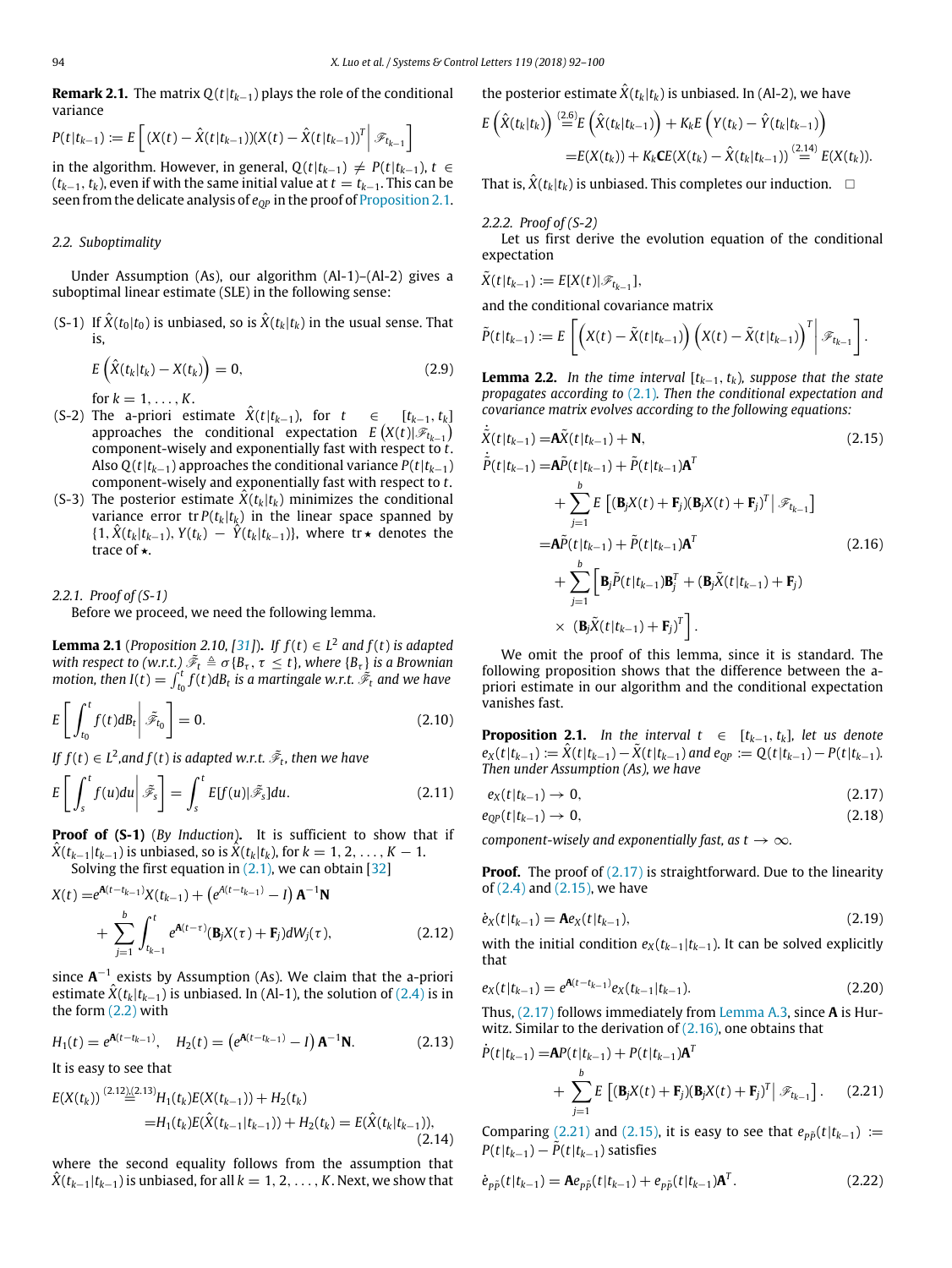**Remark 2.1.** The matrix $Q(t|t_{k-1})$ plays the role of the conditional variance

$$P(t|t_{k-1}) := E\left[ (X(t) - \hat{X}(t|t_{k-1}))(X(t) - \hat{X}(t|t_{k-1}))^T \middle| \mathscr{F}_{t_{k-1}} \right]$$

in the algorithm. However, in general, $Q(t|t_{k-1}) \neq P(t|t_{k-1})$, $t \in (t_{k-1}, t_k)$, even if with the same initial value at $t = t_{k-1}$. This can be seen from the delicate analysis of $e_{QP}$ in the proof of Proposition 2.1.

### 2.2. Suboptimality

Under Assumption (As), our algorithm (Al-1)–(Al-2) gives a suboptimal linear estimate (SLE) in the following sense:

(S-1) If $\hat{X}(t_0|t_0)$ is unbiased, so is $\hat{X}(t_k|t_k)$ in the usual sense. That is,

$$E\left(\hat{X}(t_k|t_k) - X(t_k)\right) = 0, \tag{2.9}$$

for $k = 1, \ldots, K$.

(S-2) The a-priori estimate $\hat{X}(t|t_{k-1})$, for $t \in [t_{k-1}, t_k]$ approaches the conditional expectation $E\left(X(t)|\mathscr{F}_{t_{k-1}}\right)$ component-wisely and exponentially fast with respect to $t$. Also $Q(t|t_{k-1})$ approaches the conditional variance $P(t|t_{k-1})$ component-wisely and exponentially fast with respect to $t$.

(S-3) The posterior estimate $\hat{X}(t_k|t_k)$ minimizes the conditional variance error $\operatorname{tr} P(t_k|t_k)$ in the linear space spanned by $\{1, \hat{X}(t_k|t_{k-1}), Y(t_k) - \hat{Y}(t_k|t_{k-1})\}$, where $\operatorname{tr}\star$ denotes the trace of $\star$.

#### 2.2.1. Proof of (S-1)

Before we proceed, we need the following lemma.

**Lemma 2.1** (*Proposition 2.10, [31]*)**.** *If $f(t) \in L^2$ and $f(t)$ is adapted with respect to (w.r.t.) $\tilde{\mathscr{F}}_t \triangleq \sigma\{B_\tau, \tau \leq t\}$, where $\{B_\tau\}$ is a Brownian motion, then $I(t) = \int_{t_0}^t f(t)dB_t$ is a martingale w.r.t. $\tilde{\mathscr{F}}_t$ and we have*

$$E\left[ \int_{t_0}^t f(t)dB_t \middle| \tilde{\mathscr{F}}_{t_0} \right] = 0. \tag{2.10}$$

*If $f(t) \in L^2$, and $f(t)$ is adapted w.r.t. $\tilde{\mathscr{F}}_t$, then we have*

$$E\left[ \int_s^t f(u)du \middle| \tilde{\mathscr{F}}_s \right] = \int_s^t E[f(u)|\tilde{\mathscr{F}}_s]du. \tag{2.11}$$

**Proof of (S-1)** (*By Induction*)**.** It is sufficient to show that if $\hat{X}(t_{k-1}|t_{k-1})$ is unbiased, so is $\hat{X}(t_k|t_k)$, for $k = 1, 2, \ldots, K-1$.

Solving the first equation in (2.1), we can obtain [32]

$$\begin{aligned} X(t) =& e^{\mathbf{A}(t-t_{k-1})}X(t_{k-1}) + \left(e^{\mathbf{A}(t-t_{k-1})} - I\right)\mathbf{A}^{-1}\mathbf{N} \\ &+ \sum_{j=1}^b \int_{t_{k-1}}^t e^{\mathbf{A}(t-\tau)}(\mathbf{B}_j X(\tau) + \mathbf{F}_j)dW_j(\tau), \end{aligned} \tag{2.12}$$

since $\mathbf{A}^{-1}$ exists by Assumption (As). We claim that the a-priori estimate $\hat{X}(t_k|t_{k-1})$ is unbiased. In (Al-1), the solution of (2.4) is in the form (2.2) with

$$H_1(t) = e^{\mathbf{A}(t-t_{k-1})}, \quad H_2(t) = \left(e^{\mathbf{A}(t-t_{k-1})} - I\right)\mathbf{A}^{-1}\mathbf{N}. \tag{2.13}$$

It is easy to see that

$$\begin{aligned} E(X(t_k)) &\overset{(2.12),(2.13)}{=} H_1(t_k)E(X(t_{k-1})) + H_2(t_k) \\ &= H_1(t_k)E(\hat{X}(t_{k-1}|t_{k-1})) + H_2(t_k) = E(\hat{X}(t_k|t_{k-1})), \end{aligned} \tag{2.14}$$

where the second equality follows from the assumption that $\hat{X}(t_{k-1}|t_{k-1})$ is unbiased, for all $k = 1, 2, \ldots, K$. Next, we show that the posterior estimate $\hat{X}(t_k|t_k)$ is unbiased. In (Al-2), we have

$$\begin{aligned} E\left(\hat{X}(t_k|t_k)\right) &\overset{(2.6)}{=} E\left(\hat{X}(t_k|t_{k-1})\right) + K_k E\left(Y(t_k) - \hat{Y}(t_k|t_{k-1})\right) \\ &= E(X(t_k)) + K_k \mathbf{C} E(X(t_k) - \hat{X}(t_k|t_{k-1})) \overset{(2.14)}{=} E(X(t_k)). \end{aligned}$$

That is, $\hat{X}(t_k|t_k)$ is unbiased. This completes our induction. □

#### 2.2.2. Proof of (S-2)

Let us first derive the evolution equation of the conditional expectation

$$\tilde{X}(t|t_{k-1}) := E[X(t)|\mathscr{F}_{t_{k-1}}],$$

and the conditional covariance matrix

$$\tilde{P}(t|t_{k-1}) := E\left[ \left(X(t) - \tilde{X}(t|t_{k-1})\right)\left(X(t) - \tilde{X}(t|t_{k-1})\right)^T \middle| \mathscr{F}_{t_{k-1}} \right].$$

**Lemma 2.2.** *In the time interval $[t_{k-1}, t_k)$, suppose that the state propagates according to (2.1). Then the conditional expectation and covariance matrix evolves according to the following equations:*

$$\dot{\tilde{X}}(t|t_{k-1}) = \mathbf{A}\tilde{X}(t|t_{k-1}) + \mathbf{N}, \tag{2.15}$$

$$\begin{aligned} \dot{\tilde{P}}(t|t_{k-1}) =& \mathbf{A}\tilde{P}(t|t_{k-1}) + \tilde{P}(t|t_{k-1})\mathbf{A}^T \\ &+ \sum_{j=1}^b E\left[ (\mathbf{B}_j X(t) + \mathbf{F}_j)(\mathbf{B}_j X(t) + \mathbf{F}_j)^T \middle| \mathscr{F}_{t_{k-1}} \right] \\ =& \mathbf{A}\tilde{P}(t|t_{k-1}) + \tilde{P}(t|t_{k-1})\mathbf{A}^T \\ &+ \sum_{j=1}^b \Big[ \mathbf{B}_j \tilde{P}(t|t_{k-1})\mathbf{B}_j^T + (\mathbf{B}_j \tilde{X}(t|t_{k-1}) + \mathbf{F}_j) \\ &\times (\mathbf{B}_j \tilde{X}(t|t_{k-1}) + \mathbf{F}_j)^T \Big]. \end{aligned} \tag{2.16}$$

We omit the proof of this lemma, since it is standard. The following proposition shows that the difference between the a-priori estimate in our algorithm and the conditional expectation vanishes fast.

**Proposition 2.1.** *In the interval $t \in [t_{k-1}, t_k]$, let us denote $e_X(t|t_{k-1}) := \hat{X}(t|t_{k-1}) - \tilde{X}(t|t_{k-1})$ and $e_{QP} := Q(t|t_{k-1}) - P(t|t_{k-1})$. Then under Assumption (As), we have*

$$e_X(t|t_{k-1}) \to 0, \tag{2.17}$$

$$e_{QP}(t|t_{k-1}) \to 0, \tag{2.18}$$

*component-wisely and exponentially fast, as $t \to \infty$.*

**Proof.** The proof of (2.17) is straightforward. Due to the linearity of (2.4) and (2.15), we have

$$\dot{e}_X(t|t_{k-1}) = \mathbf{A}e_X(t|t_{k-1}), \tag{2.19}$$

with the initial condition $e_X(t_{k-1}|t_{k-1})$. It can be solved explicitly that

$$e_X(t|t_{k-1}) = e^{\mathbf{A}(t-t_{k-1})}e_X(t_{k-1}|t_{k-1}). \tag{2.20}$$

Thus, (2.17) follows immediately from Lemma A.3, since $\mathbf{A}$ is Hurwitz. Similar to the derivation of (2.16), one obtains that

$$\begin{aligned} \dot{P}(t|t_{k-1}) =& \mathbf{A}P(t|t_{k-1}) + P(t|t_{k-1})\mathbf{A}^T \\ &+ \sum_{j=1}^b E\left[ (\mathbf{B}_j X(t) + \mathbf{F}_j)(\mathbf{B}_j X(t) + \mathbf{F}_j)^T \middle| \mathscr{F}_{t_{k-1}} \right]. \end{aligned} \tag{2.21}$$

Comparing (2.21) and (2.15), it is easy to see that $e_{P\tilde{P}}(t|t_{k-1}) := P(t|t_{k-1}) - \tilde{P}(t|t_{k-1})$ satisfies

$$\dot{e}_{P\tilde{P}}(t|t_{k-1}) = \mathbf{A}e_{P\tilde{P}}(t|t_{k-1}) + e_{P\tilde{P}}(t|t_{k-1})\mathbf{A}^T. \tag{2.22}$$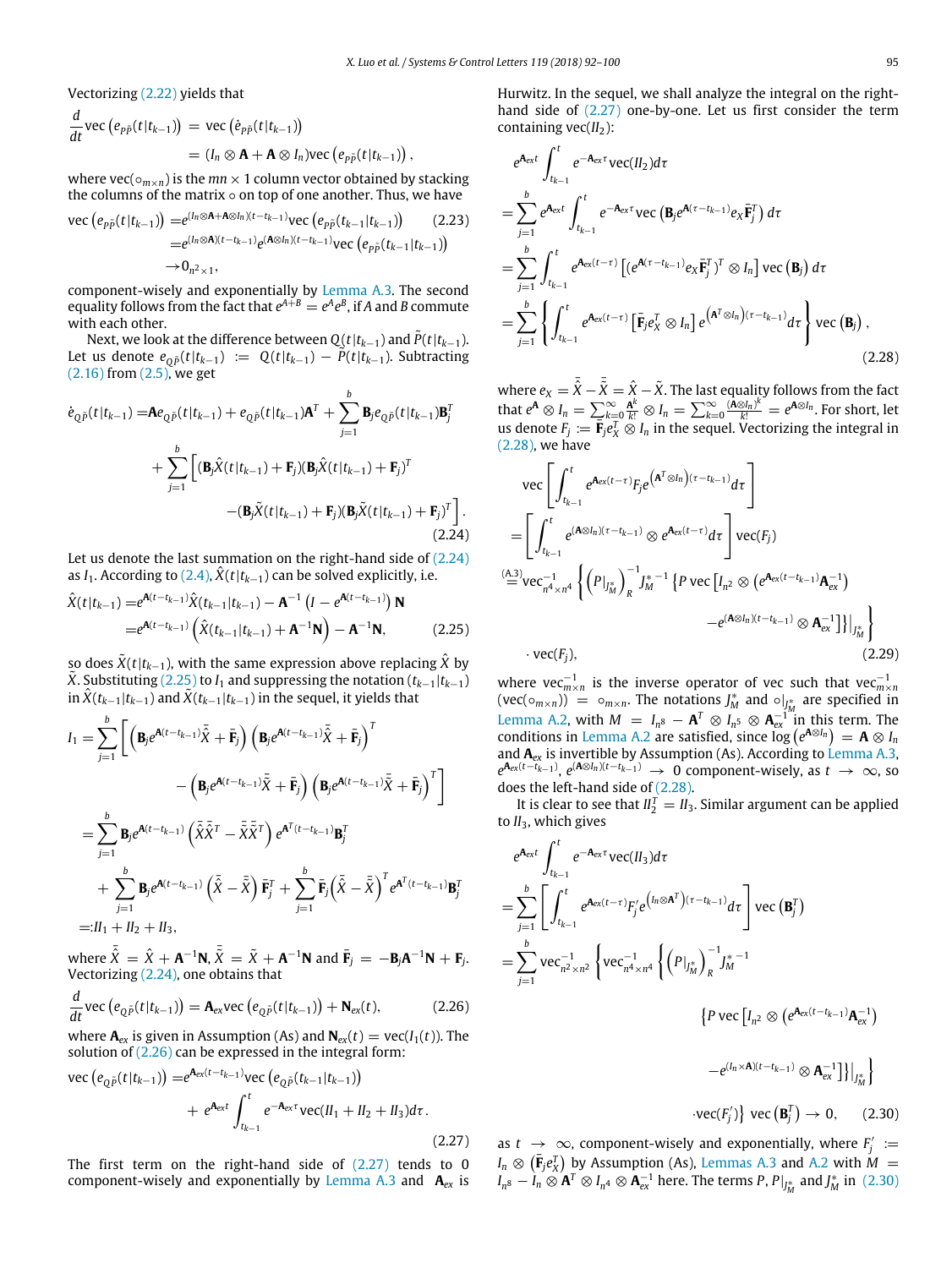Vectorizing (2.22) yields that

$$\frac{d}{dt}\mathrm{vec}\left(e_{P\tilde{P}}(t|t_{k-1})\right) = \mathrm{vec}\left(\dot{e}_{P\tilde{P}}(t|t_{k-1})\right) = (I_n \otimes \mathbf{A} + \mathbf{A} \otimes I_n)\mathrm{vec}\left(e_{P\tilde{P}}(t|t_{k-1})\right),$$

where $\mathrm{vec}(\circ_{m\times n})$ is the $mn \times 1$ column vector obtained by stacking the columns of the matrix $\circ$ on top of one another. Thus, we have

$$\begin{aligned}\mathrm{vec}\left(e_{P\tilde{P}}(t|t_{k-1})\right) =& e^{(I_n\otimes\mathbf{A}+\mathbf{A}\otimes I_n)(t-t_{k-1})}\mathrm{vec}\left(e_{P\tilde{P}}(t_{k-1}|t_{k-1})\right) \\ =& e^{(I_n\otimes\mathbf{A})(t-t_{k-1})}e^{(\mathbf{A}\otimes I_n)(t-t_{k-1})}\mathrm{vec}\left(e_{P\tilde{P}}(t_{k-1}|t_{k-1})\right) \\ \to& 0_{n^2\times 1},\end{aligned} \tag{2.23}$$

component-wisely and exponentially by Lemma A.3. The second equality follows from the fact that $e^{A+B} = e^A e^B$, if $A$ and $B$ commute with each other.

Next, we look at the difference between $Q(t|t_{k-1})$ and $\tilde{P}(t|t_{k-1})$. Let us denote $e_{Q\tilde{P}}(t|t_{k-1}) := Q(t|t_{k-1}) - \tilde{P}(t|t_{k-1})$. Subtracting (2.16) from (2.5), we get

$$\begin{aligned}\dot{e}_{Q\tilde{P}}(t|t_{k-1}) =& \mathbf{A}e_{Q\tilde{P}}(t|t_{k-1}) + e_{Q\tilde{P}}(t|t_{k-1})\mathbf{A}^T + \sum_{j=1}^{b}\mathbf{B}_j e_{Q\tilde{P}}(t|t_{k-1})\mathbf{B}_j^T \\ &+ \sum_{j=1}^{b}\Big[(\mathbf{B}_j\hat{X}(t|t_{k-1}) + \mathbf{F}_j)(\mathbf{B}_j\hat{X}(t|t_{k-1}) + \mathbf{F}_j)^T \\ &- (\mathbf{B}_j\tilde{X}(t|t_{k-1}) + \mathbf{F}_j)(\mathbf{B}_j\tilde{X}(t|t_{k-1}) + \mathbf{F}_j)^T\Big].\end{aligned} \tag{2.24}$$

Let us denote the last summation on the right-hand side of (2.24) as $I_1$. According to (2.4), $\hat{X}(t|t_{k-1})$ can be solved explicitly, i.e.

$$\begin{aligned}\hat{X}(t|t_{k-1}) =& e^{\mathbf{A}(t-t_{k-1})}\hat{X}(t_{k-1}|t_{k-1}) - \mathbf{A}^{-1}\left(I - e^{\mathbf{A}(t-t_{k-1})}\right)\mathbf{N} \\ =& e^{\mathbf{A}(t-t_{k-1})}\left(\hat{X}(t_{k-1}|t_{k-1}) + \mathbf{A}^{-1}\mathbf{N}\right) - \mathbf{A}^{-1}\mathbf{N},\end{aligned} \tag{2.25}$$

so does $\tilde{X}(t|t_{k-1})$, with the same expression above replacing $\hat{X}$ by $\tilde{X}$. Substituting (2.25) to $I_1$ and suppressing the notation $(t_{k-1}|t_{k-1})$ in $\hat{X}(t_{k-1}|t_{k-1})$ and $\tilde{X}(t_{k-1}|t_{k-1})$ in the sequel, it yields that

$$\begin{aligned}I_1 =& \sum_{j=1}^{b}\Big[\left(\mathbf{B}_j e^{\mathbf{A}(t-t_{k-1})}\bar{\hat{X}} + \bar{\mathbf{F}}_j\right)\left(\mathbf{B}_j e^{\mathbf{A}(t-t_{k-1})}\bar{\hat{X}} + \bar{\mathbf{F}}_j\right)^T \\ &- \left(\mathbf{B}_j e^{\mathbf{A}(t-t_{k-1})}\bar{\tilde{X}} + \bar{\mathbf{F}}_j\right)\left(\mathbf{B}_j e^{\mathbf{A}(t-t_{k-1})}\bar{\tilde{X}} + \bar{\mathbf{F}}_j\right)^T\Big] \\ =& \sum_{j=1}^{b}\mathbf{B}_j e^{\mathbf{A}(t-t_{k-1})}\left(\bar{\hat{X}}\bar{\hat{X}}^T - \bar{\tilde{X}}\bar{\tilde{X}}^T\right)e^{\mathbf{A}^T(t-t_{k-1})}\mathbf{B}_j^T \\ &+ \sum_{j=1}^{b}\mathbf{B}_j e^{\mathbf{A}(t-t_{k-1})}\left(\bar{\hat{X}} - \bar{\tilde{X}}\right)\bar{\mathbf{F}}_j^T + \sum_{j=1}^{b}\bar{\mathbf{F}}_j\left(\bar{\hat{X}} - \bar{\tilde{X}}\right)^T e^{\mathbf{A}^T(t-t_{k-1})}\mathbf{B}_j^T \\ =:& II_1 + II_2 + II_3,\end{aligned}$$

where $\bar{\hat{X}} = \hat{X} + \mathbf{A}^{-1}\mathbf{N}$, $\bar{\tilde{X}} = \tilde{X} + \mathbf{A}^{-1}\mathbf{N}$ and $\bar{\mathbf{F}}_j = -\mathbf{B}_j\mathbf{A}^{-1}\mathbf{N} + \mathbf{F}_j$. Vectorizing (2.24), one obtains that

$$\frac{d}{dt}\mathrm{vec}\left(e_{Q\tilde{P}}(t|t_{k-1})\right) = \mathbf{A}_{ex}\mathrm{vec}\left(e_{Q\tilde{P}}(t|t_{k-1})\right) + \mathbf{N}_{ex}(t), \tag{2.26}$$

where $\mathbf{A}_{ex}$ is given in Assumption (As) and $\mathbf{N}_{ex}(t) = \mathrm{vec}(I_1(t))$. The solution of (2.26) can be expressed in the integral form:

$$\begin{aligned}\mathrm{vec}\left(e_{Q\tilde{P}}(t|t_{k-1})\right) =& e^{\mathbf{A}_{ex}(t-t_{k-1})}\mathrm{vec}\left(e_{Q\tilde{P}}(t_{k-1}|t_{k-1})\right) \\ &+ e^{\mathbf{A}_{ex}t}\int_{t_{k-1}}^{t} e^{-\mathbf{A}_{ex}\tau}\mathrm{vec}(II_1 + II_2 + II_3)d\tau.\end{aligned} \tag{2.27}$$

The first term on the right-hand side of (2.27) tends to 0 component-wisely and exponentially by Lemma A.3 and $\mathbf{A}_{ex}$ is Hurwitz. In the sequel, we shall analyze the integral on the right-hand side of (2.27) one-by-one. Let us first consider the term containing $\mathrm{vec}(II_2)$:

$$\begin{aligned}& e^{\mathbf{A}_{ex}t}\int_{t_{k-1}}^{t} e^{-\mathbf{A}_{ex}\tau}\mathrm{vec}(II_2)d\tau \\ =& \sum_{j=1}^{b} e^{\mathbf{A}_{ex}t}\int_{t_{k-1}}^{t} e^{-\mathbf{A}_{ex}\tau}\mathrm{vec}\left(\mathbf{B}_j e^{\mathbf{A}(\tau-t_{k-1})}e_X\bar{\mathbf{F}}_j^T\right)d\tau \\ =& \sum_{j=1}^{b}\int_{t_{k-1}}^{t} e^{\mathbf{A}_{ex}(t-\tau)}\left[(e^{\mathbf{A}(\tau-t_{k-1})}e_X\bar{\mathbf{F}}_j^T)^T \otimes I_n\right]\mathrm{vec}\left(\mathbf{B}_j\right)d\tau \\ =& \sum_{j=1}^{b}\left\{\int_{t_{k-1}}^{t} e^{\mathbf{A}_{ex}(t-\tau)}\left[\bar{\mathbf{F}}_j e_X^T \otimes I_n\right]e^{\left(\mathbf{A}^T\otimes I_n\right)(\tau-t_{k-1})}d\tau\right\}\mathrm{vec}\left(\mathbf{B}_j\right),\end{aligned} \tag{2.28}$$

where $e_X = \bar{\hat{X}} - \bar{\tilde{X}} = \hat{X} - \tilde{X}$. The last equality follows from the fact that $e^{\mathbf{A}} \otimes I_n = \sum_{k=0}^{\infty}\frac{\mathbf{A}^k}{k!} \otimes I_n = \sum_{k=0}^{\infty}\frac{(\mathbf{A}\otimes I_n)^k}{k!} = e^{\mathbf{A}\otimes I_n}$. For short, let us denote $F_j := \bar{\mathbf{F}}_j e_X^T \otimes I_n$ in the sequel. Vectorizing the integral in (2.28), we have

$$\begin{aligned}& \mathrm{vec}\left[\int_{t_{k-1}}^{t} e^{\mathbf{A}_{ex}(t-\tau)}F_j e^{\left(\mathbf{A}^T\otimes I_n\right)(\tau-t_{k-1})}d\tau\right] \\ =& \left[\int_{t_{k-1}}^{t} e^{(\mathbf{A}\otimes I_n)(\tau-t_{k-1})} \otimes e^{\mathbf{A}_{ex}(t-\tau)}d\tau\right]\mathrm{vec}(F_j) \\ \overset{(A.3)}{=}& \mathrm{vec}_{n^4\times n^4}^{-1}\left\{\left(P|_{J_M^*}\right)_R^{-1}J_M^{*\,-1}\left\{P\,\mathrm{vec}\left[I_{n^2} \otimes \left(e^{\mathbf{A}_{ex}(t-t_{k-1})}\mathbf{A}_{ex}^{-1}\right)\right.\right.\right. \\ &\left.\left.\left. - e^{(\mathbf{A}\otimes I_n)(t-t_{k-1})} \otimes \mathbf{A}_{ex}^{-1}\right]\right\}\Big|_{J_M^*}\right\} \\ &\cdot \mathrm{vec}(F_j),\end{aligned} \tag{2.29}$$

where $\mathrm{vec}_{m\times n}^{-1}$ is the inverse operator of vec such that $\mathrm{vec}_{m\times n}^{-1}(\mathrm{vec}(\circ_{m\times n})) = \circ_{m\times n}$. The notations $J_M^*$ and $\circ|_{J_M^*}$ are specified in Lemma A.2, with $M = I_{n^8} - \mathbf{A}^T \otimes I_{n^5} \otimes \mathbf{A}_{ex}^{-1}$ in this term. The conditions in Lemma A.2 are satisfied, since $\log\left(e^{\mathbf{A}\otimes I_n}\right) = \mathbf{A} \otimes I_n$ and $\mathbf{A}_{ex}$ is invertible by Assumption (As). According to Lemma A.3, $e^{\mathbf{A}_{ex}(t-t_{k-1})}$, $e^{(\mathbf{A}\otimes I_n)(t-t_{k-1})} \to 0$ component-wisely, as $t \to \infty$, so does the left-hand side of (2.28).

It is clear to see that $II_2^T = II_3$. Similar argument can be applied to $II_3$, which gives

$$\begin{aligned}& e^{\mathbf{A}_{ex}t}\int_{t_{k-1}}^{t} e^{-\mathbf{A}_{ex}\tau}\mathrm{vec}(II_3)d\tau \\ =& \sum_{j=1}^{b}\left[\int_{t_{k-1}}^{t} e^{\mathbf{A}_{ex}(t-\tau)}F_j' e^{\left(I_n\otimes\mathbf{A}^T\right)(\tau-t_{k-1})}d\tau\right]\mathrm{vec}\left(\mathbf{B}_j^T\right) \\ =& \sum_{j=1}^{b}\mathrm{vec}_{n^2\times n^2}^{-1}\left\{\mathrm{vec}_{n^4\times n^4}^{-1}\left\{\left(P|_{J_M^*}\right)_R^{-1}J_M^{*\,-1}\right.\right. \\ &\left\{P\,\mathrm{vec}\left[I_{n^2} \otimes \left(e^{\mathbf{A}_{ex}(t-t_{k-1})}\mathbf{A}_{ex}^{-1}\right)\right.\right. \\ &\left.\left. - e^{(I_n\times\mathbf{A})(t-t_{k-1})} \otimes \mathbf{A}_{ex}^{-1}\right]\right\}\Big|_{J_M^*}\Big\} \\ &\left.\cdot\mathrm{vec}(F_j')\right\}\mathrm{vec}\left(\mathbf{B}_j^T\right) \to 0,\end{aligned} \tag{2.30}$$

as $t \to \infty$, component-wisely and exponentially, where $F_j' := I_n \otimes \left(\bar{\mathbf{F}}_j e_X^T\right)$ by Assumption (As), Lemmas A.3 and A.2 with $M = I_{n^8} - I_n \otimes \mathbf{A}^T \otimes I_{n^4} \otimes \mathbf{A}_{ex}^{-1}$ here. The terms $P$, $P|_{J_M^*}$ and $J_M^*$ in (2.30)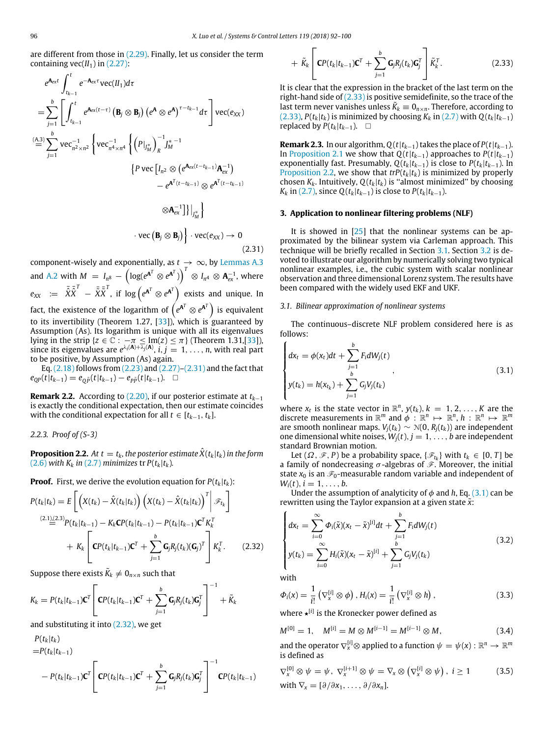are different from those in (2.29). Finally, let us consider the term containing vec($II_1$) in (2.27):

$$
\begin{aligned}
& e^{\mathbf{A}_{ex}t}\int_{t_{k-1}}^{t} e^{-\mathbf{A}_{ex}\tau}\mathrm{vec}(II_1)d\tau \\
&= \sum_{j=1}^{b}\left[\int_{t_{k-1}}^{t} e^{\mathbf{A}_{ex}(t-\tau)}\left(\mathbf{B}_j\otimes\mathbf{B}_j\right)\left(e^{\mathbf{A}}\otimes e^{\mathbf{A}}\right)^{\tau-t_{k-1}}d\tau\right]\mathrm{vec}(e_{XX}) \\
&\overset{(A.3)}{=} \sum_{j=1}^{b}\mathrm{vec}^{-1}_{n^2\times n^2}\left\{\mathrm{vec}^{-1}_{n^4\times n^4}\left\{\left(P|_{J^*_M}\right)^{-1}_{R}J^{*\,-1}_{M}\right.\right. \\
&\qquad \left\{P\,\mathrm{vec}\left[I_{n^2}\otimes\left(e^{\mathbf{A}_{ex}(t-t_{k-1})}\mathbf{A}_{ex}^{-1}\right)\right.\right. \\
&\qquad\qquad \left.\left.- e^{\mathbf{A}^T(t-t_{k-1})}\otimes e^{\mathbf{A}^T(t-t_{k-1})}\otimes\mathbf{A}_{ex}^{-1}\right]\right\}\Big|_{J^*_M}\Big\} \\
&\qquad \left.\cdot\,\mathrm{vec}\left(\mathbf{B}_j\otimes\mathbf{B}_j\right)\right\}\cdot\mathrm{vec}(e_{XX})\to 0
\end{aligned}
\tag{2.31}
$$

component-wisely and exponentially, as $t\to\infty$, by Lemmas A.3 and A.2 with $M = I_{n^8} - \left(\log(e^{\mathbf{A}^T}\otimes e^{\mathbf{A}^T})\right)^T\otimes I_{n^4}\otimes\mathbf{A}_{ex}^{-1}$, where $e_{XX} := \bar{\hat{X}}\bar{\hat{X}}^T - \bar{\bar{X}}\bar{\bar{X}}^T$, if $\log\left(e^{\mathbf{A}^T}\otimes e^{\mathbf{A}^T}\right)$ exists and unique. In fact, the existence of the logarithm of $\left(e^{\mathbf{A}^T}\otimes e^{\mathbf{A}^T}\right)$ is equivalent to its invertibility (Theorem 1.27, [33]), which is guaranteed by Assumption (As). Its logarithm is unique with all its eigenvalues lying in the strip $\{z\in\mathbb{C}: -\pi\le \mathrm{Im}(z)\le\pi\}$ (Theorem 1.31,[33]), since its eigenvalues are $e^{\lambda_i(\mathbf{A})+\bar{\lambda}_j(\mathbf{A})}$, $i,j=1,\ldots,n$, with real part to be positive, by Assumption (As) again.

Eq. (2.18) follows from (2.23) and (2.27)–(2.31) and the fact that $e_{QP}(t|t_{k-1}) = e_{Q\tilde{P}}(t|t_{k-1}) - e_{P\tilde{P}}(t|t_{k-1})$. □

**Remark 2.2.** According to (2.20), if our posterior estimate at $t_{k-1}$ is exactly the conditional expectation, then our estimate coincides with the conditional expectation for all $t\in[t_{k-1},t_k]$.

*2.2.3. Proof of (S-3)*

**Proposition 2.2.** *At $t=t_k$, the posterior estimate $\hat{X}(t_k|t_k)$ in the form (2.6) with $K_k$ in (2.7) minimizes $\mathrm{tr}\,P(t_k|t_k)$.*

**Proof.** First, we derive the evolution equation for $P(t_k|t_k)$:

$$
\begin{aligned}
P(t_k|t_k) &= E\left[\left(X(t_k)-\hat{X}(t_k|t_k)\right)\left(X(t_k)-\hat{X}(t_k|t_k)\right)^T\Big|\mathscr{F}_{t_k}\right] \\
&\overset{(2.1),(2.3)}{=} P(t_k|t_{k-1}) - K_k\mathbf{C}P(t_k|t_{k-1}) - P(t_k|t_{k-1})\mathbf{C}^TK_k^T \\
&\quad + K_k\left[\mathbf{C}P(t_k|t_{k-1})\mathbf{C}^T + \sum_{j=1}^{b}\mathbf{G}_jR_j(t_k)(\mathbf{G}_j)^T\right]K_k^T.
\end{aligned}
\tag{2.32}
$$

Suppose there exists $\tilde{K}_k\neq 0_{n\times n}$ such that

$$
K_k = P(t_k|t_{k-1})\mathbf{C}^T\left[\mathbf{C}P(t_k|t_{k-1})\mathbf{C}^T + \sum_{j=1}^{b}\mathbf{G}_jR_j(t_k)\mathbf{G}_j^T\right]^{-1} + \tilde{K}_k
$$

and substituting it into (2.32), we get

$$
\begin{aligned}
&P(t_k|t_k) \\
&= P(t_k|t_{k-1}) \\
&\quad - P(t_k|t_{k-1})\mathbf{C}^T\left[\mathbf{C}P(t_k|t_{k-1})\mathbf{C}^T + \sum_{j=1}^{b}\mathbf{G}_jR_j(t_k)\mathbf{G}_j^T\right]^{-1}\mathbf{C}P(t_k|t_{k-1}) \\
&\quad + \tilde{K}_k\left[\mathbf{C}P(t_k|t_{k-1})\mathbf{C}^T + \sum_{j=1}^{b}\mathbf{G}_jR_j(t_k)\mathbf{G}_j^T\right]\tilde{K}_k^T.
\end{aligned}
\tag{2.33}
$$

It is clear that the expression in the bracket of the last term on the right-hand side of (2.33) is positive semidefinite, so the trace of the last term never vanishes unless $\tilde{K}_k\equiv 0_{n\times n}$. Therefore, according to (2.33), $P(t_k|t_k)$ is minimized by choosing $K_k$ in (2.7) with $Q(t_k|t_{k-1})$ replaced by $P(t_k|t_{k-1})$. □

**Remark 2.3.** In our algorithm, $Q(t|t_{k-1})$ takes the place of $P(t|t_{k-1})$. In Proposition 2.1 we show that $Q(t|t_{k-1})$ approaches to $P(t|t_{k-1})$ exponentially fast. Presumably, $Q(t_k|t_{k-1})$ is close to $P(t_k|t_{k-1})$. In Proposition 2.2, we show that $trP(t_k|t_k)$ is minimized by properly chosen $K_k$. Intuitively, $Q(t_k|t_k)$ is "almost minimized" by choosing $K_k$ in (2.7), since $Q(t_k|t_{k-1})$ is close to $P(t_k|t_{k-1})$.

## 3. Application to nonlinear filtering problems (NLF)

It is showed in [25] that the nonlinear systems can be approximated by the bilinear system via Carleman approach. This technique will be briefly recalled in Section 3.1. Section 3.2 is devoted to illustrate our algorithm by numerically solving two typical nonlinear examples, i.e., the cubic system with scalar nonlinear observation and three dimensional Lorenz system. The results have been compared with the widely used EKF and UKF.

### 3.1. Bilinear approximation of nonlinear systems

The continuous–discrete NLF problem considered here is as follows:

$$
\begin{cases}
dx_t = \phi(x_t)dt + \displaystyle\sum_{j=1}^{b}F_idW_j(t) \\
y(t_k) = h(x_{t_k}) + \displaystyle\sum_{j=1}^{b}G_jV_j(t_k)
\end{cases},
\tag{3.1}
$$

where $x_t$ is the state vector in $\mathbb{R}^n$, $y(t_k)$, $k=1,2,\ldots,K$ are the discrete measurements in $\mathbb{R}^m$ and $\phi:\mathbb{R}^n\mapsto\mathbb{R}^n$, $h:\mathbb{R}^n\mapsto\mathbb{R}^m$ are smooth nonlinear maps. $V_j(t_k)\sim\mathcal{N}(0,R_j(t_k))$ are independent one dimensional white noises, $W_j(t)$, $j=1,\ldots,b$ are independent standard Brownian motion.

Let $(\Omega,\mathscr{F},P)$ be a probability space, $\{\mathscr{F}_{t_k}\}$ with $t_k\in[0,T]$ be a family of nondecreasing $\sigma$-algebras of $\mathscr{F}$. Moreover, the initial state $x_0$ is an $\mathscr{F}_0$-measurable random variable and independent of $W_i(t)$, $i=1,\ldots,b$.

Under the assumption of analyticity of $\phi$ and $h$, Eq. (3.1) can be rewritten using the Taylor expansion at a given state $\tilde{x}$:

$$
\begin{cases}
dx_t = \displaystyle\sum_{i=0}^{\infty}\Phi_i(\tilde{x})(x_t-\tilde{x})^{[i]}dt + \sum_{j=1}^{b}F_jdW_j(t) \\
y(t_k) = \displaystyle\sum_{i=0}^{\infty}H_i(\tilde{x})(x_t-\tilde{x})^{[i]} + \sum_{j=1}^{b}G_jV_j(t_k)
\end{cases}
\tag{3.2}
$$

with

$$
\Phi_i(x) = \frac{1}{i!}\left(\nabla_x^{[i]}\otimes\phi\right),\; H_i(x) = \frac{1}{i!}\left(\nabla_x^{[i]}\otimes h\right),
\tag{3.3}
$$

where $\star^{[i]}$ is the Kronecker power defined as

$$
M^{[0]} = 1,\quad M^{[i]} = M\otimes M^{[i-1]} = M^{[i-1]}\otimes M,
\tag{3.4}
$$

and the operator $\nabla_x^{[i]}\otimes$ applied to a function $\psi=\psi(x):\mathbb{R}^n\to\mathbb{R}^m$ is defined as

$$
\nabla_x^{[0]}\otimes\psi = \psi,\; \nabla_x^{[i+1]}\otimes\psi = \nabla_x\otimes\left(\nabla_x^{[i]}\otimes\psi\right),\; i\ge 1
\tag{3.5}
$$

with $\nabla_x = [\partial/\partial x_1,\ldots,\partial/\partial x_n]$.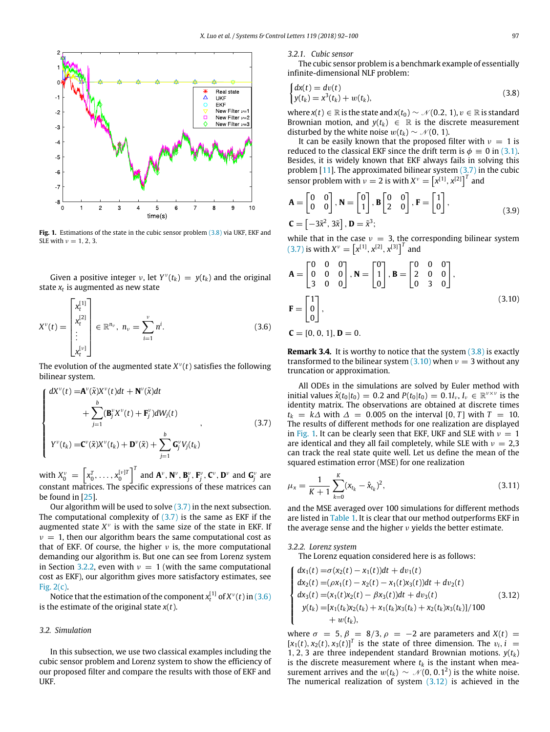Fig. 1. Estimations of the state in the cubic sensor problem (3.8) via UKF, EKF and SLE with $\nu = 1, 2, 3$.

Given a positive integer $\nu$, let $Y^\nu(t_k) = y(t_k)$ and the original state $x_t$ is augmented as new state

$$X^\nu(t) = \begin{bmatrix} x_t^{[1]} \\ x_t^{[2]} \\ \vdots \\ x_t^{[\nu]} \end{bmatrix} \in \mathbb{R}^{n_\nu},\ n_\nu = \sum_{i=1}^{\nu} n^i. \tag{3.6}$$

The evolution of the augmented state $X^\nu(t)$ satisfies the following bilinear system.

$$\begin{cases} dX^\nu(t) = \mathbf{A}^\nu(\tilde{x})X^\nu(t)dt + \mathbf{N}^\nu(\tilde{x})dt \\ \qquad\qquad + \sum_{j=1}^{b}(\mathbf{B}_j^\nu X^\nu(t) + \mathbf{F}_j^\nu)dW_j(t) \\ Y^\nu(t_k) = \mathbf{C}^\nu(\tilde{x})X^\nu(t_k) + \mathbf{D}^\nu(\tilde{x}) + \sum_{j=1}^{b}\mathbf{G}_j^\nu V_j(t_k) \end{cases}, \tag{3.7}$$

with $X_0^\nu = \left[x_0^T, \ldots, x_0^{[\nu]T}\right]^T$ and $\mathbf{A}^\nu, \mathbf{N}^\nu, \mathbf{B}_j^\nu, \mathbf{F}_j^\nu, \mathbf{C}^\nu, \mathbf{D}^\nu$ and $\mathbf{G}_j^\nu$ are constant matrices. The specific expressions of these matrices can be found in [25].

Our algorithm will be used to solve (3.7) in the next subsection. The computational complexity of (3.7) is the same as EKF if the augmented state $X^\nu$ is with the same size of the state in EKF. If $\nu = 1$, then our algorithm bears the same computational cost as that of EKF. Of course, the higher $\nu$ is, the more computational demanding our algorithm is. But one can see from Lorenz system in Section 3.2.2, even with $\nu = 1$ (with the same computational cost as EKF), our algorithm gives more satisfactory estimates, see Fig. 2(c).

Notice that the estimation of the component $x_t^{[1]}$ of $X^\nu(t)$ in (3.6) is the estimate of the original state $x(t)$.

### 3.2. Simulation

In this subsection, we use two classical examples including the cubic sensor problem and Lorenz system to show the efficiency of our proposed filter and compare the results with those of EKF and UKF.

#### 3.2.1. Cubic sensor

The cubic sensor problem is a benchmark example of essentially infinite-dimensional NLF problem:

$$\begin{cases} dx(t) = dv(t) \\ y(t_k) = x^3(t_k) + w(t_k), \end{cases} \tag{3.8}$$

where $x(t) \in \mathbb{R}$ is the state and $x(t_0) \sim \mathcal{N}(0.2, 1)$, $v \in \mathbb{R}$ is standard Brownian motion, and $y(t_k) \in \mathbb{R}$ is the discrete measurement disturbed by the white noise $w(t_k) \sim \mathcal{N}(0, 1)$.

It can be easily known that the proposed filter with $\nu = 1$ is reduced to the classical EKF since the drift term is $\phi \equiv 0$ in (3.1). Besides, it is widely known that EKF always fails in solving this problem [11]. The approximated bilinear system (3.7) in the cubic sensor problem with $\nu = 2$ is with $X^\nu = \left[x^{[1]}, x^{[2]}\right]^T$ and

$$\mathbf{A} = \begin{bmatrix} 0 & 0 \\ 0 & 0 \end{bmatrix}, \mathbf{N} = \begin{bmatrix} 0 \\ 1 \end{bmatrix}, \mathbf{B}\begin{bmatrix} 0 & 0 \\ 2 & 0 \end{bmatrix}, \mathbf{F} = \begin{bmatrix} 1 \\ 0 \end{bmatrix},$$
$$\mathbf{C} = \left[-3\tilde{x}^2, 3\tilde{x}\right], \mathbf{D} = \tilde{x}^3; \tag{3.9}$$

while that in the case $\nu = 3$, the corresponding bilinear system (3.7) is with $X^\nu = \left[x^{[1]}, x^{[2]}, x^{[3]}\right]^T$ and

$$\mathbf{A} = \begin{bmatrix} 0 & 0 & 0 \\ 0 & 0 & 0 \\ 3 & 0 & 0 \end{bmatrix}, \mathbf{N} = \begin{bmatrix} 0 \\ 1 \\ 0 \end{bmatrix}, \mathbf{B} = \begin{bmatrix} 0 & 0 & 0 \\ 2 & 0 & 0 \\ 0 & 3 & 0 \end{bmatrix},$$
$$\mathbf{F} = \begin{bmatrix} 1 \\ 0 \\ 0 \end{bmatrix}, \tag{3.10}$$
$$\mathbf{C} = [0, 0, 1], \mathbf{D} = 0.$$

**Remark 3.4.** It is worthy to notice that the system (3.8) is exactly transformed to the bilinear system (3.10) when $\nu = 3$ without any truncation or approximation.

All ODEs in the simulations are solved by Euler method with initial values $\hat{x}(t_0|t_0) = 0.2$ and $P(t_0|t_0) = 0.1I_\nu$, $I_\nu \in \mathbb{R}^{\nu\times\nu}$ is the identity matrix. The observations are obtained at discrete times $t_k = k\Delta$ with $\Delta = 0.005$ on the interval $[0, T]$ with $T = 10$. The results of different methods for one realization are displayed in Fig. 1. It can be clearly seen that EKF, UKF and SLE with $\nu = 1$ are identical and they all fail completely, while SLE with $\nu = 2,3$ can track the real state quite well. Let us define the mean of the squared estimation error (MSE) for one realization

$$\mu_x = \frac{1}{K+1}\sum_{k=0}^{K}(x_{t_k} - \hat{x}_{t_k})^2, \tag{3.11}$$

and the MSE averaged over 100 simulations for different methods are listed in Table 1. It is clear that our method outperforms EKF in the average sense and the higher $\nu$ yields the better estimate.

#### 3.2.2. Lorenz system

The Lorenz equation considered here is as follows:

$$\begin{cases} dx_1(t) = \sigma(x_2(t) - x_1(t))dt + dv_1(t) \\ dx_2(t) = (\rho x_1(t) - x_2(t) - x_1(t)x_3(t))dt + dv_2(t) \\ dx_3(t) = (x_1(t)x_2(t) - \beta x_3(t))dt + dv_3(t) \\ \ y(t_k) = [x_1(t_k)x_2(t_k) + x_1(t_k)x_3(t_k) + x_2(t_k)x_3(t_k)]/100 \\ \qquad + w(t_k), \end{cases} \tag{3.12}$$

where $\sigma = 5$, $\beta = 8/3$, $\rho = -2$ are parameters and $X(t) = [x_1(t), x_2(t), x_3(t)]^T$ is the state of three dimension. The $v_i, i = 1, 2, 3$ are three independent standard Brownian motions. $y(t_k)$ is the discrete measurement where $t_k$ is the instant when measurement arrives and the $w(t_k) \sim \mathcal{N}(0, 0.1^2)$ is the white noise. The numerical realization of system (3.12) is achieved in the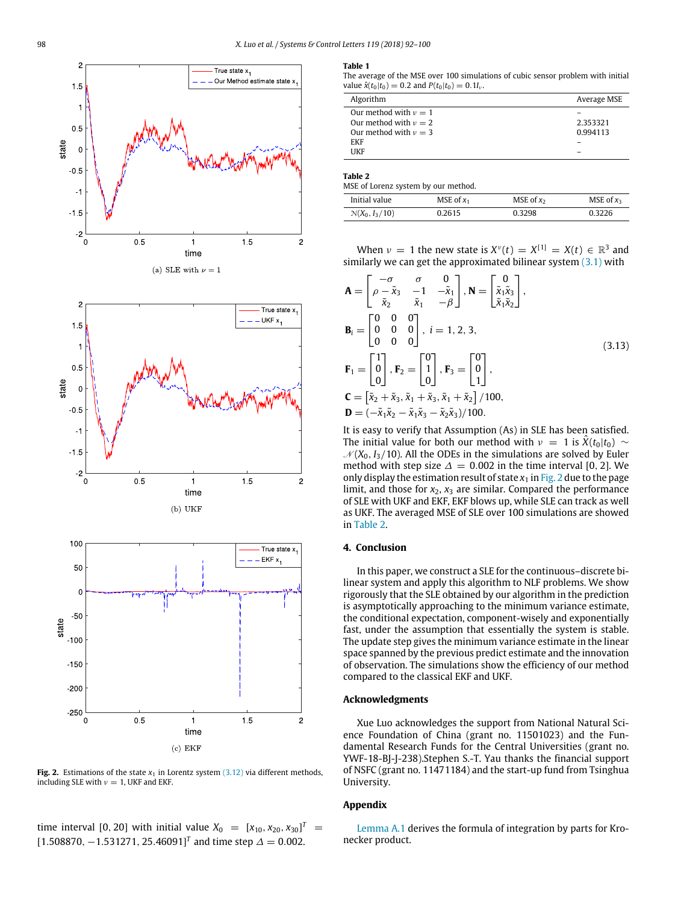(a) SLE with $\nu = 1$

(b) UKF

(c) EKF

**Fig. 2.** Estimations of the state $x_1$ in Lorentz system (3.12) via different methods, including SLE with $\nu = 1$, UKF and EKF.

time interval $[0, 20]$ with initial value $X_0 = [x_{10}, x_{20}, x_{30}]^T = [1.508870, -1.531271, 25.46091]^T$ and time step $\Delta = 0.002$.

**Table 1**
The average of the MSE over 100 simulations of cubic sensor problem with initial value $\hat{x}(t_0|t_0) = 0.2$ and $P(t_0|t_0) = 0.1I_\nu$.

| Algorithm | Average MSE |
|---|---|
| Our method with $\nu = 1$ | – |
| Our method with $\nu = 2$ | 2.353321 |
| Our method with $\nu = 3$ | 0.994113 |
| EKF | – |
| UKF | – |

**Table 2**
MSE of Lorenz system by our method.

| Initial value | MSE of $x_1$ | MSE of $x_2$ | MSE of $x_3$ |
|---|---|---|---|
| $\mathcal{N}(X_0, I_3/10)$ | 0.2615 | 0.3298 | 0.3226 |

When $\nu = 1$ the new state is $X^\nu(t) = X^{[1]} = X(t) \in \mathbb{R}^3$ and similarly we can get the approximated bilinear system (3.1) with

$$
\begin{aligned}
&\mathbf{A} = \begin{bmatrix} -\sigma & \sigma & 0 \\ \rho - \tilde{x}_3 & -1 & -\tilde{x}_1 \\ \tilde{x}_2 & \tilde{x}_1 & -\beta \end{bmatrix}, \mathbf{N} = \begin{bmatrix} 0 \\ \tilde{x}_1\tilde{x}_3 \\ \tilde{x}_1\tilde{x}_2 \end{bmatrix}, \\
&\mathbf{B}_i = \begin{bmatrix} 0 & 0 & 0 \\ 0 & 0 & 0 \\ 0 & 0 & 0 \end{bmatrix}, \ i = 1, 2, 3, \\
&\mathbf{F}_1 = \begin{bmatrix} 1 \\ 0 \\ 0 \end{bmatrix}, \mathbf{F}_2 = \begin{bmatrix} 0 \\ 1 \\ 0 \end{bmatrix}, \mathbf{F}_3 = \begin{bmatrix} 0 \\ 0 \\ 1 \end{bmatrix}, \\
&\mathbf{C} = \left[\tilde{x}_2 + \tilde{x}_3, \tilde{x}_1 + \tilde{x}_3, \tilde{x}_1 + \tilde{x}_2\right]/100, \\
&\mathbf{D} = (-\tilde{x}_1\tilde{x}_2 - \tilde{x}_1\tilde{x}_3 - \tilde{x}_2\tilde{x}_3)/100.
\end{aligned} \tag{3.13}
$$

It is easy to verify that Assumption (As) in SLE has been satisfied. The initial value for both our method with $\nu = 1$ is $\hat{X}(t_0|t_0) \sim \mathcal{N}(X_0, I_3/10)$. All the ODEs in the simulations are solved by Euler method with step size $\Delta = 0.002$ in the time interval $[0, 2]$. We only display the estimation result of state $x_1$ in Fig. 2 due to the page limit, and those for $x_2$, $x_3$ are similar. Compared the performance of SLE with UKF and EKF, EKF blows up, while SLE can track as well as UKF. The averaged MSE of SLE over 100 simulations are showed in Table 2.

## 4. Conclusion

In this paper, we construct a SLE for the continuous–discrete bilinear system and apply this algorithm to NLF problems. We show rigorously that the SLE obtained by our algorithm in the prediction is asymptotically approaching to the minimum variance estimate, the conditional expectation, component-wisely and exponentially fast, under the assumption that essentially the system is stable. The update step gives the minimum variance estimate in the linear space spanned by the previous predict estimate and the innovation of observation. The simulations show the efficiency of our method compared to the classical EKF and UKF.

## Acknowledgments

Xue Luo acknowledges the support from National Natural Science Foundation of China (grant no. 11501023) and the Fundamental Research Funds for the Central Universities (grant no. YWF-18-BJ-J-238).Stephen S.-T. Yau thanks the financial support of NSFC (grant no. 11471184) and the start-up fund from Tsinghua University.

## Appendix

Lemma A.1 derives the formula of integration by parts for Kronecker product.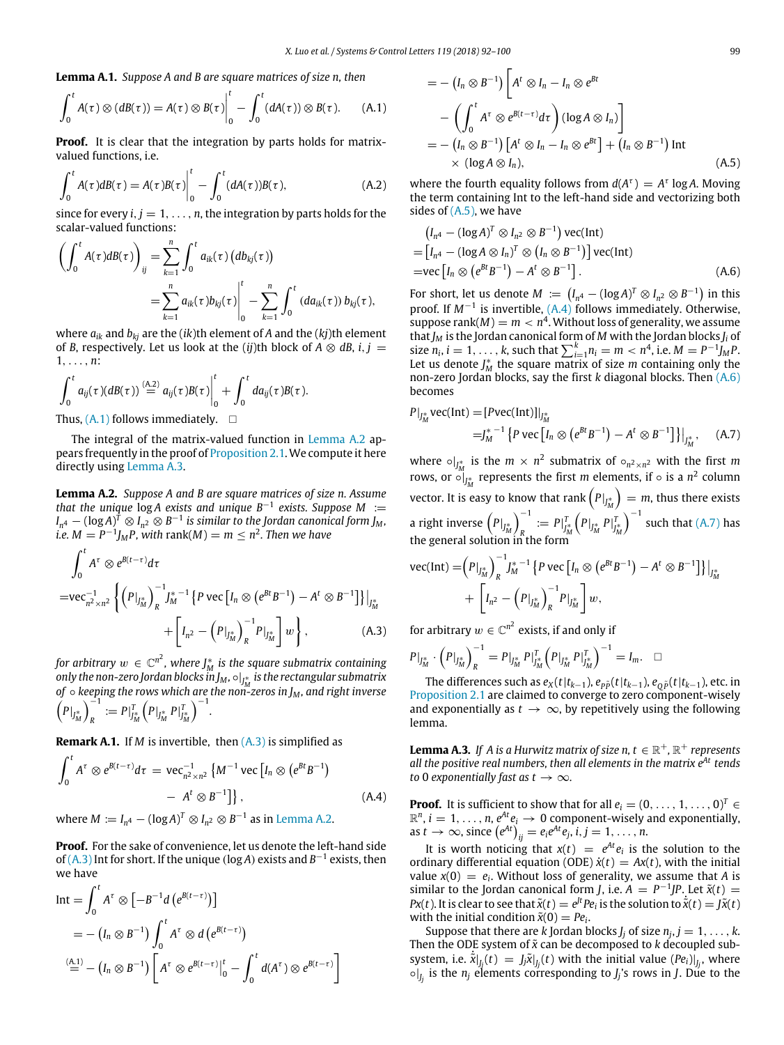**Lemma A.1.** *Suppose $A$ and $B$ are square matrices of size $n$, then*

$$\int_0^t A(\tau) \otimes (dB(\tau)) = A(\tau) \otimes B(\tau)\Big|_0^t - \int_0^t (dA(\tau)) \otimes B(\tau). \tag{A.1}$$

**Proof.** It is clear that the integration by parts holds for matrix-valued functions, i.e.

$$\int_0^t A(\tau) dB(\tau) = A(\tau)B(\tau)\Big|_0^t - \int_0^t (dA(\tau))B(\tau), \tag{A.2}$$

since for every $i, j = 1, \ldots, n$, the integration by parts holds for the scalar-valued functions:

$$\left(\int_0^t A(\tau) dB(\tau)\right)_{ij} = \sum_{k=1}^n \int_0^t a_{ik}(\tau)\left(db_{kj}(\tau)\right)$$
$$= \sum_{k=1}^n a_{ik}(\tau)b_{kj}(\tau)\Big|_0^t - \sum_{k=1}^n \int_0^t \left(da_{ik}(\tau)\right) b_{kj}(\tau),$$

where $a_{ik}$ and $b_{kj}$ are the $(ik)$th element of $A$ and the $(kj)$th element of $B$, respectively. Let us look at the $(ij)$th block of $A \otimes dB$, $i, j = 1, \ldots, n$:

$$\int_0^t a_{ij}(\tau)(dB(\tau)) \overset{\text{(A.2)}}{=} a_{ij}(\tau)B(\tau)\Big|_0^t + \int_0^t da_{ij}(\tau)B(\tau).$$

Thus, (A.1) follows immediately. □

The integral of the matrix-valued function in Lemma A.2 appears frequently in the proof of Proposition 2.1. We compute it here directly using Lemma A.3.

**Lemma A.2.** *Suppose $A$ and $B$ are square matrices of size $n$. Assume that the unique $\log A$ exists and unique $B^{-1}$ exists. Suppose $M := I_{n^4} - (\log A)^T \otimes I_{n^2} \otimes B^{-1}$ is similar to the Jordan canonical form $J_M$, i.e. $M = P^{-1} J_M P$, with $\text{rank}(M) = m \le n^2$. Then we have*

$$\int_0^t A^\tau \otimes e^{B(t-\tau)} d\tau$$
$$= \text{vec}^{-1}_{n^2\times n^2}\left\{\left(P|_{J_M^*}\right)_R^{-1} J_M^{*\,-1}\left\{P\,\text{vec}\left[I_n \otimes \left(e^{Bt}B^{-1}\right) - A^t \otimes B^{-1}\right]\right\}\Big|_{J_M^*} + \left[I_{n^2} - \left(P|_{J_M^*}\right)_R^{-1} P|_{J_M^*}\right] w\right\}, \tag{A.3}$$

*for arbitrary $w \in \mathbb{C}^{n^2}$, where $J_M^*$ is the square submatrix containing only the non-zero Jordan blocks in $J_M$, $\circ|_{J_M^*}$ is the rectangular submatrix of $\circ$ keeping the rows which are the non-zeros in $J_M$, and right inverse $\left(P|_{J_M^*}\right)_R^{-1} := P|_{J_M^*}^T \left(P|_{J_M^*} P|_{J_M^*}^T\right)^{-1}$.*

**Remark A.1.** If $M$ is invertible, then (A.3) is simplified as

$$\int_0^t A^\tau \otimes e^{B(t-\tau)} d\tau = \text{vec}^{-1}_{n^2\times n^2}\left\{M^{-1}\,\text{vec}\left[I_n \otimes \left(e^{Bt}B^{-1}\right) - A^t \otimes B^{-1}\right]\right\}, \tag{A.4}$$

where $M := I_{n^4} - (\log A)^T \otimes I_{n^2} \otimes B^{-1}$ as in Lemma A.2.

**Proof.** For the sake of convenience, let us denote the left-hand side of (A.3) Int for short. If the unique $(\log A)$ and $B^{-1}$ exists, then we have

$$\text{Int} = \int_0^t A^\tau \otimes \left[-B^{-1} d\left(e^{B(t-\tau)}\right)\right]$$
$$= -\left(I_n \otimes B^{-1}\right)\int_0^t A^\tau \otimes d\left(e^{B(t-\tau)}\right)$$
$$\overset{\text{(A.1)}}{=} -\left(I_n \otimes B^{-1}\right)\left[A^\tau \otimes e^{B(t-\tau)}\Big|_0^t - \int_0^t d(A^\tau) \otimes e^{B(t-\tau)}\right]$$
$$= -\left(I_n \otimes B^{-1}\right)\left[A^t \otimes I_n - I_n \otimes e^{Bt} - \left(\int_0^t A^\tau \otimes e^{B(t-\tau)} d\tau\right)(\log A \otimes I_n)\right]$$
$$= -\left(I_n \otimes B^{-1}\right)\left[A^t \otimes I_n - I_n \otimes e^{Bt}\right] + \left(I_n \otimes B^{-1}\right)\text{Int} \times (\log A \otimes I_n), \tag{A.5}$$

where the fourth equality follows from $d(A^\tau) = A^\tau \log A$. Moving the term containing Int to the left-hand side and vectorizing both sides of (A.5), we have

$$\left(I_{n^4} - (\log A)^T \otimes I_{n^2} \otimes B^{-1}\right)\text{vec}(\text{Int})$$
$$= \left[I_{n^4} - (\log A \otimes I_n)^T \otimes \left(I_n \otimes B^{-1}\right)\right]\text{vec}(\text{Int})$$
$$= \text{vec}\left[I_n \otimes \left(e^{Bt}B^{-1}\right) - A^t \otimes B^{-1}\right]. \tag{A.6}$$

For short, let us denote $M := \left(I_{n^4} - (\log A)^T \otimes I_{n^2} \otimes B^{-1}\right)$ in this proof. If $M^{-1}$ is invertible, (A.4) follows immediately. Otherwise, suppose $\text{rank}(M) = m < n^4$. Without loss of generality, we assume that $J_M$ is the Jordan canonical form of $M$ with the Jordan blocks $J_i$ of size $n_i$, $i = 1, \ldots, k$, such that $\sum_{i=1}^k n_i = m < n^4$, i.e. $M = P^{-1} J_M P$. Let us denote $J_M^*$ the square matrix of size $m$ containing only the non-zero Jordan blocks, say the first $k$ diagonal blocks. Then (A.6) becomes

$$P|_{J_M^*}\text{vec}(\text{Int}) = [P\text{vec}(\text{Int})]|_{J_M^*}$$
$$= J_M^{*\,-1}\left\{P\,\text{vec}\left[I_n \otimes \left(e^{Bt}B^{-1}\right) - A^t \otimes B^{-1}\right]\right\}\Big|_{J_M^*}, \tag{A.7}$$

where $\circ|_{J_M^*}$ is the $m \times n^2$ submatrix of $\circ_{n^2\times n^2}$ with the first $m$ rows, or $\circ|_{J_M^*}$ represents the first $m$ elements, if $\circ$ is a $n^2$ column vector. It is easy to know that rank $\left(P|_{J_M^*}\right) = m$, thus there exists a right inverse $\left(P|_{J_M^*}\right)_R^{-1} := P|_{J_M^*}^T\left(P|_{J_M^*} P|_{J_M^*}^T\right)^{-1}$ such that (A.7) has the general solution in the form

$$\text{vec}(\text{Int}) = \left(P|_{J_M^*}\right)_R^{-1} J_M^{*\,-1}\left\{P\,\text{vec}\left[I_n \otimes \left(e^{Bt}B^{-1}\right) - A^t \otimes B^{-1}\right]\right\}\Big|_{J_M^*} + \left[I_{n^2} - \left(P|_{J_M^*}\right)_R^{-1} P|_{J_M^*}\right] w,$$

for arbitrary $w \in \mathbb{C}^{n^2}$ exists, if and only if

$$P|_{J_M^*} \cdot \left(P|_{J_M^*}\right)_R^{-1} = P|_{J_M^*} P|_{J_M^*}^T\left(P|_{J_M^*} P|_{J_M^*}^T\right)^{-1} = I_m. \quad \square$$

The differences such as $e_X(t|t_{k-1})$, $e_{P\tilde{P}}(t|t_{k-1})$, $e_{Q\tilde{P}}(t|t_{k-1})$, etc. in Proposition 2.1 are claimed to converge to zero component-wisely and exponentially as $t \to \infty$, by repetitively using the following lemma.

**Lemma A.3.** *If $A$ is a Hurwitz matrix of size $n$, $t \in \mathbb{R}^+$, $\mathbb{R}^+$ represents all the positive real numbers, then all elements in the matrix $e^{At}$ tends to 0 exponentially fast as $t \to \infty$.*

**Proof.** It is sufficient to show that for all $e_i = (0, \ldots, 1, \ldots, 0)^T \in \mathbb{R}^n$, $i = 1, \ldots, n$, $e^{At}e_i \to 0$ component-wisely and exponentially, as $t \to \infty$, since $\left(e^{At}\right)_{ij} = e_i e^{At} e_j$, $i, j = 1, \ldots, n$.

It is worth noticing that $x(t) = e^{At}e_i$ is the solution to the ordinary differential equation (ODE) $\dot{x}(t) = Ax(t)$, with the initial value $x(0) = e_i$. Without loss of generality, we assume that $A$ is similar to the Jordan canonical form $J$, i.e. $A = P^{-1}JP$. Let $\tilde{x}(t) = Px(t)$. It is clear to see that $\tilde{x}(t) = e^{Jt}Pe_i$ is the solution to $\dot{\tilde{x}}(t) = J\tilde{x}(t)$ with the initial condition $\tilde{x}(0) = Pe_i$.

Suppose that there are $k$ Jordan blocks $J_j$ of size $n_j$, $j = 1, \ldots, k$. Then the ODE system of $\tilde{x}$ can be decomposed to $k$ decoupled subsystem, i.e. $\dot{\tilde{x}}|_{J_j}(t) = J_j\tilde{x}|_{J_j}(t)$ with the initial value $(Pe_i)|_{J_j}$, where $\circ|_{J_j}$ is the $n_j$ elements corresponding to $J_j$'s rows in $J$. Due to the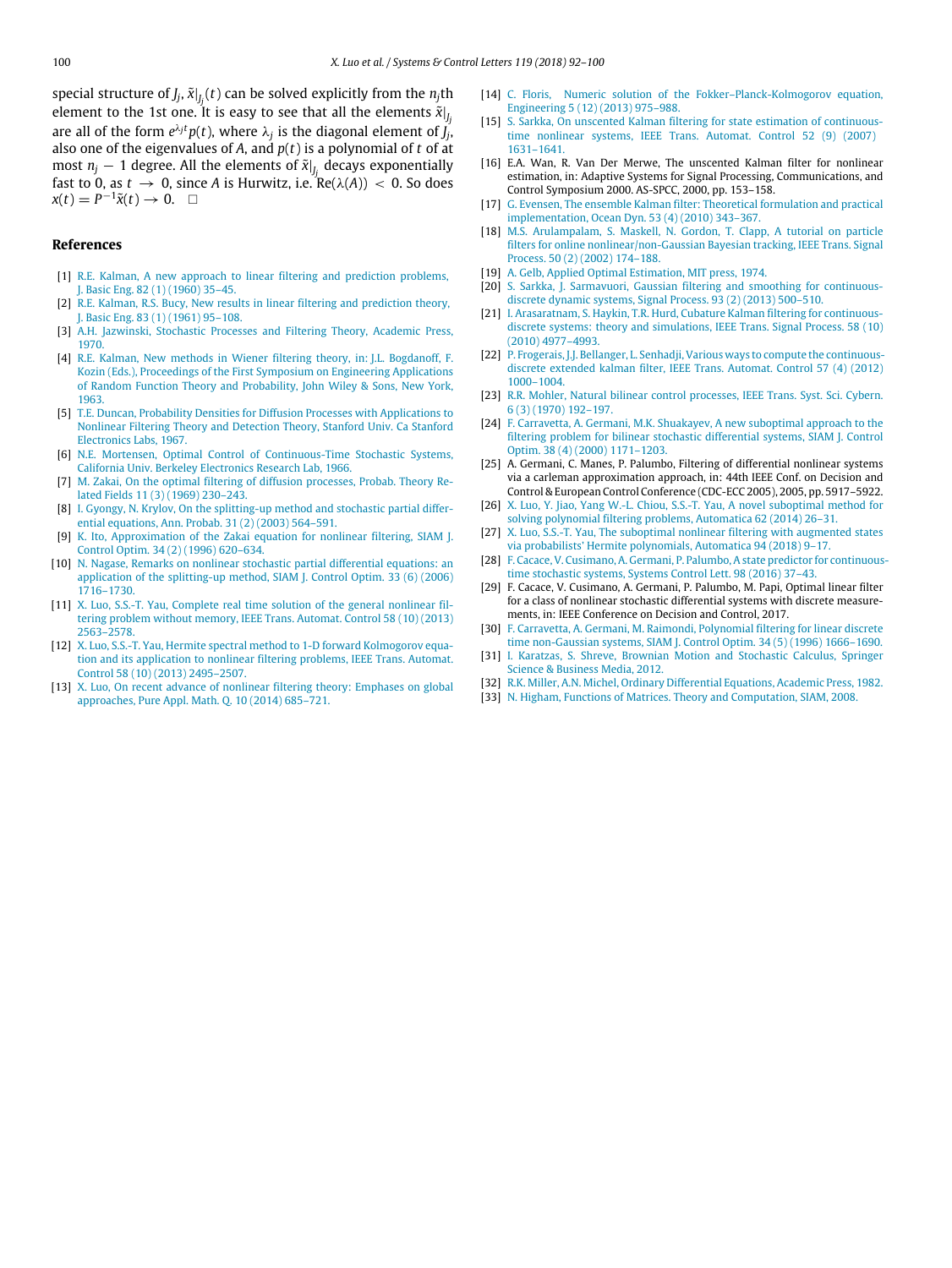special structure of $J_j$, $\tilde{x}|_{J_j}(t)$ can be solved explicitly from the $n_j$th element to the 1st one. It is easy to see that all the elements $\tilde{x}|_{J_j}$ are all of the form $e^{\lambda_j t}p(t)$, where $\lambda_j$ is the diagonal element of $J_j$, also one of the eigenvalues of $A$, and $p(t)$ is a polynomial of $t$ of at most $n_j - 1$ degree. All the elements of $\tilde{x}|_{J_j}$ decays exponentially fast to 0, as $t \to 0$, since $A$ is Hurwitz, i.e. $\mathrm{Re}(\lambda(A)) < 0$. So does $x(t) = P^{-1}\tilde{x}(t) \to 0$. □

## References

[1] R.E. Kalman, A new approach to linear filtering and prediction problems, J. Basic Eng. 82 (1) (1960) 35–45.

[2] R.E. Kalman, R.S. Bucy, New results in linear filtering and prediction theory, J. Basic Eng. 83 (1) (1961) 95–108.

[3] A.H. Jazwinski, Stochastic Processes and Filtering Theory, Academic Press, 1970.

[4] R.E. Kalman, New methods in Wiener filtering theory, in: J.L. Bogdanoff, F. Kozin (Eds.), Proceedings of the First Symposium on Engineering Applications of Random Function Theory and Probability, John Wiley & Sons, New York, 1963.

[5] T.E. Duncan, Probability Densities for Diffusion Processes with Applications to Nonlinear Filtering Theory and Detection Theory, Stanford Univ. Ca Stanford Electronics Labs, 1967.

[6] N.E. Mortensen, Optimal Control of Continuous-Time Stochastic Systems, California Univ. Berkeley Electronics Research Lab, 1966.

[7] M. Zakai, On the optimal filtering of diffusion processes, Probab. Theory Related Fields 11 (3) (1969) 230–243.

[8] I. Gyongy, N. Krylov, On the splitting-up method and stochastic partial differential equations, Ann. Probab. 31 (2) (2003) 564–591.

[9] K. Ito, Approximation of the Zakai equation for nonlinear filtering, SIAM J. Control Optim. 34 (2) (1996) 620–634.

[10] N. Nagase, Remarks on nonlinear stochastic partial differential equations: an application of the splitting-up method, SIAM J. Control Optim. 33 (6) (2006) 1716–1730.

[11] X. Luo, S.S.-T. Yau, Complete real time solution of the general nonlinear filtering problem without memory, IEEE Trans. Automat. Control 58 (10) (2013) 2563–2578.

[12] X. Luo, S.S.-T. Yau, Hermite spectral method to 1-D forward Kolmogorov equation and its application to nonlinear filtering problems, IEEE Trans. Automat. Control 58 (10) (2013) 2495–2507.

[13] X. Luo, On recent advance of nonlinear filtering theory: Emphases on global approaches, Pure Appl. Math. Q. 10 (2014) 685–721.

[14] C. Floris, Numeric solution of the Fokker–Planck-Kolmogorov equation, Engineering 5 (12) (2013) 975–988.

[15] S. Sarkka, On unscented Kalman filtering for state estimation of continuous-time nonlinear systems, IEEE Trans. Automat. Control 52 (9) (2007) 1631–1641.

[16] E.A. Wan, R. Van Der Merwe, The unscented Kalman filter for nonlinear estimation, in: Adaptive Systems for Signal Processing, Communications, and Control Symposium 2000. AS-SPCC, 2000, pp. 153–158.

[17] G. Evensen, The ensemble Kalman filter: Theoretical formulation and practical implementation, Ocean Dyn. 53 (4) (2010) 343–367.

[18] M.S. Arulampalam, S. Maskell, N. Gordon, T. Clapp, A tutorial on particle filters for online nonlinear/non-Gaussian Bayesian tracking, IEEE Trans. Signal Process. 50 (2) (2002) 174–188.

[19] A. Gelb, Applied Optimal Estimation, MIT press, 1974.

[20] S. Sarkka, J. Sarmavuori, Gaussian filtering and smoothing for continuous-discrete dynamic systems, Signal Process. 93 (2) (2013) 500–510.

[21] I. Arasaratnam, S. Haykin, T.R. Hurd, Cubature Kalman filtering for continuous-discrete systems: theory and simulations, IEEE Trans. Signal Process. 58 (10) (2010) 4977–4993.

[22] P. Frogerais, J.J. Bellanger, L. Senhadji, Various ways to compute the continuous-discrete extended kalman filter, IEEE Trans. Automat. Control 57 (4) (2012) 1000–1004.

[23] R.R. Mohler, Natural bilinear control processes, IEEE Trans. Syst. Sci. Cybern. 6 (3) (1970) 192–197.

[24] F. Carravetta, A. Germani, M.K. Shuakayev, A new suboptimal approach to the filtering problem for bilinear stochastic differential systems, SIAM J. Control Optim. 38 (4) (2000) 1171–1203.

[25] A. Germani, C. Manes, P. Palumbo, Filtering of differential nonlinear systems via a carleman approximation approach, in: 44th IEEE Conf. on Decision and Control & European Control Conference (CDC-ECC 2005), 2005, pp. 5917–5922.

[26] X. Luo, Y. Jiao, Yang W.-L. Chiou, S.S.-T. Yau, A novel suboptimal method for solving polynomial filtering problems, Automatica 62 (2014) 26–31.

[27] X. Luo, S.S.-T. Yau, The suboptimal nonlinear filtering with augmented states via probabilists' Hermite polynomials, Automatica 94 (2018) 9–17.

[28] F. Cacace, V. Cusimano, A. Germani, P. Palumbo, A state predictor for continuous-time stochastic systems, Systems Control Lett. 98 (2016) 37–43.

[29] F. Cacace, V. Cusimano, A. Germani, P. Palumbo, M. Papi, Optimal linear filter for a class of nonlinear stochastic differential systems with discrete measurements, in: IEEE Conference on Decision and Control, 2017.

[30] F. Carravetta, A. Germani, M. Raimondi, Polynomial filtering for linear discrete time non-Gaussian systems, SIAM J. Control Optim. 34 (5) (1996) 1666–1690.

[31] I. Karatzas, S. Shreve, Brownian Motion and Stochastic Calculus, Springer Science & Business Media, 2012.

[32] R.K. Miller, A.N. Michel, Ordinary Differential Equations, Academic Press, 1982.

[33] N. Higham, Functions of Matrices. Theory and Computation, SIAM, 2008.